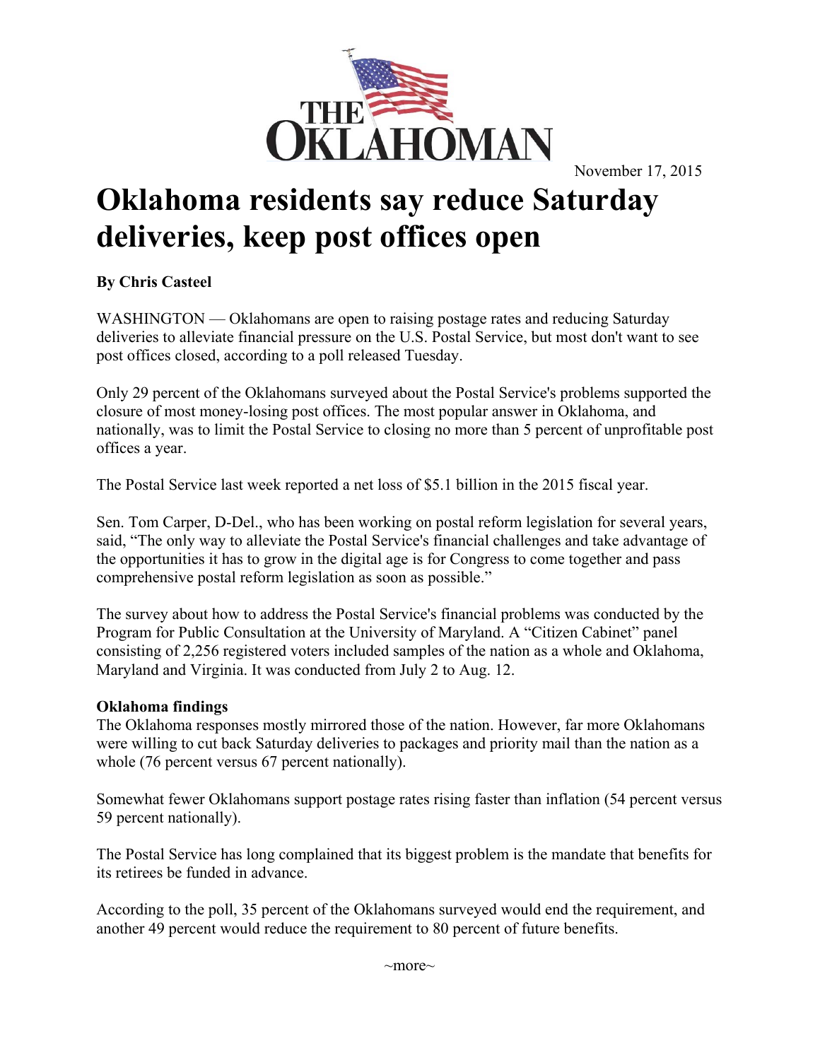THE OKLAHOMAN

November 17, 2015

# Oklahoma residents say reduce Saturday deliveries, keep post offices open

**By Chris Casteel**

WASHINGTON — Oklahomans are open to raising postage rates and reducing Saturday deliveries to alleviate financial pressure on the U.S. Postal Service, but most don't want to see post offices closed, according to a poll released Tuesday.

Only 29 percent of the Oklahomans surveyed about the Postal Service's problems supported the closure of most money-losing post offices. The most popular answer in Oklahoma, and nationally, was to limit the Postal Service to closing no more than 5 percent of unprofitable post offices a year.

The Postal Service last week reported a net loss of $5.1 billion in the 2015 fiscal year.

Sen. Tom Carper, D-Del., who has been working on postal reform legislation for several years, said, "The only way to alleviate the Postal Service's financial challenges and take advantage of the opportunities it has to grow in the digital age is for Congress to come together and pass comprehensive postal reform legislation as soon as possible."

The survey about how to address the Postal Service's financial problems was conducted by the Program for Public Consultation at the University of Maryland. A "Citizen Cabinet" panel consisting of 2,256 registered voters included samples of the nation as a whole and Oklahoma, Maryland and Virginia. It was conducted from July 2 to Aug. 12.

**Oklahoma findings**

The Oklahoma responses mostly mirrored those of the nation. However, far more Oklahomans were willing to cut back Saturday deliveries to packages and priority mail than the nation as a whole (76 percent versus 67 percent nationally).

Somewhat fewer Oklahomans support postage rates rising faster than inflation (54 percent versus 59 percent nationally).

The Postal Service has long complained that its biggest problem is the mandate that benefits for its retirees be funded in advance.

According to the poll, 35 percent of the Oklahomans surveyed would end the requirement, and another 49 percent would reduce the requirement to 80 percent of future benefits.

~more~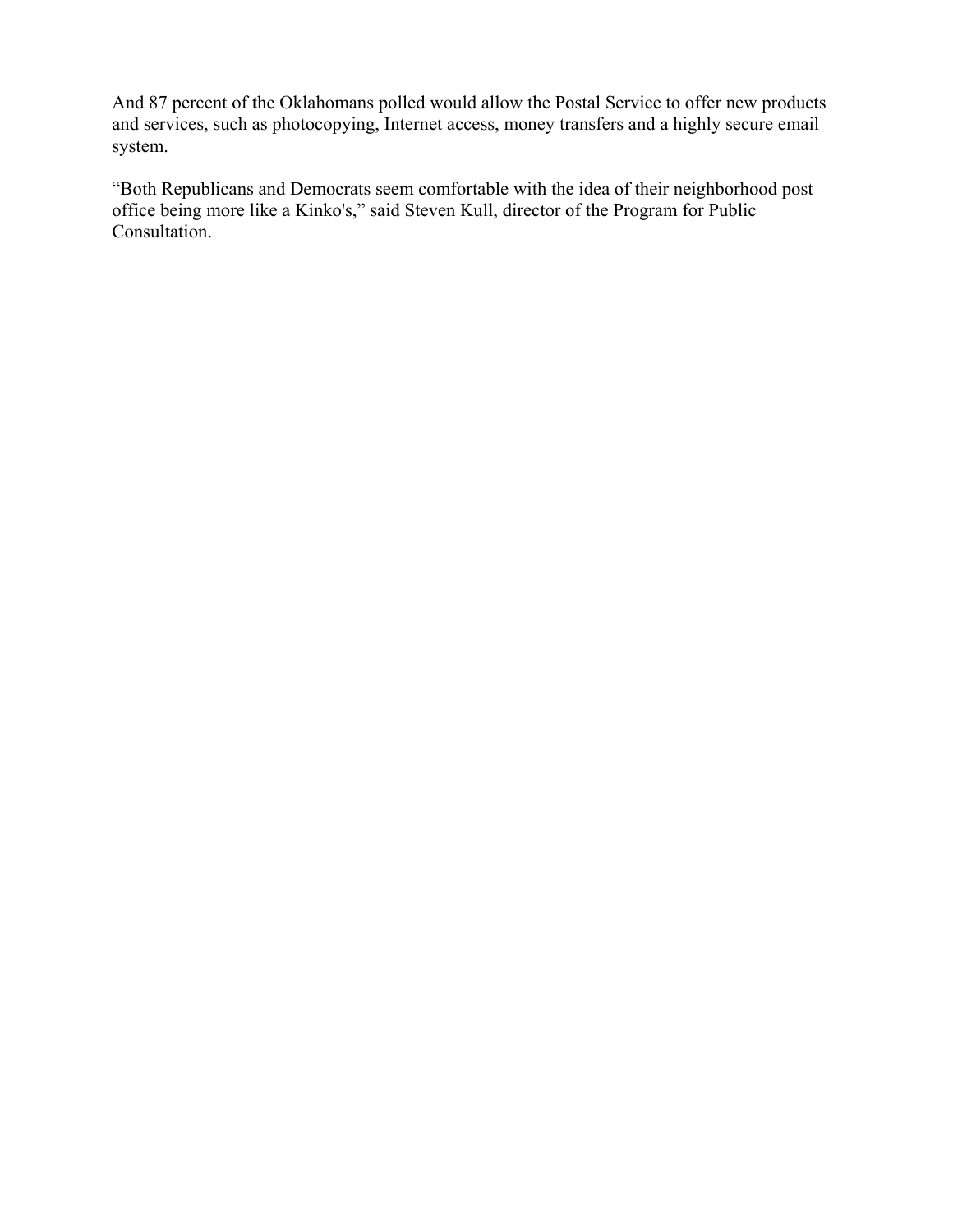And 87 percent of the Oklahomans polled would allow the Postal Service to offer new products and services, such as photocopying, Internet access, money transfers and a highly secure email system.

“Both Republicans and Democrats seem comfortable with the idea of their neighborhood post office being more like a Kinko's,” said Steven Kull, director of the Program for Public Consultation.